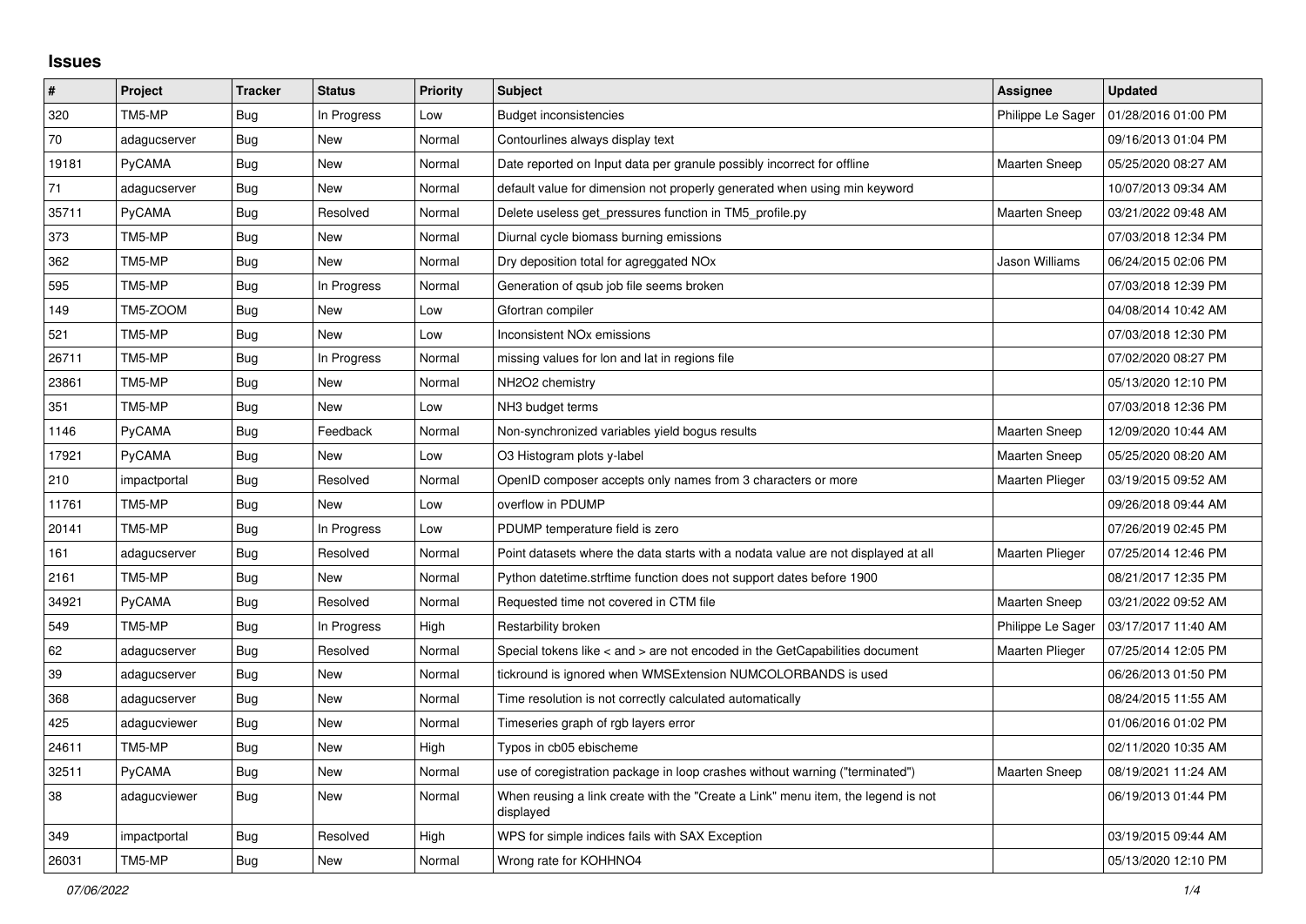## Issues

| # | Project | Tracker | Status | Priority | Subject | Assignee | Updated |
|---|---|---|---|---|---|---|---|
| 320 | TM5-MP | Bug | In Progress | Low | Budget inconsistencies | Philippe Le Sager | 01/28/2016 01:00 PM |
| 70 | adagucserver | Bug | New | Normal | Contourlines always display text | | 09/16/2013 01:04 PM |
| 19181 | PyCAMA | Bug | New | Normal | Date reported on Input data per granule possibly incorrect for offline | Maarten Sneep | 05/25/2020 08:27 AM |
| 71 | adagucserver | Bug | New | Normal | default value for dimension not properly generated when using min keyword | | 10/07/2013 09:34 AM |
| 35711 | PyCAMA | Bug | Resolved | Normal | Delete useless get_pressures function in TM5_profile.py | Maarten Sneep | 03/21/2022 09:48 AM |
| 373 | TM5-MP | Bug | New | Normal | Diurnal cycle biomass burning emissions | | 07/03/2018 12:34 PM |
| 362 | TM5-MP | Bug | New | Normal | Dry deposition total for agreggated NOx | Jason Williams | 06/24/2015 02:06 PM |
| 595 | TM5-MP | Bug | In Progress | Normal | Generation of qsub job file seems broken | | 07/03/2018 12:39 PM |
| 149 | TM5-ZOOM | Bug | New | Low | Gfortran compiler | | 04/08/2014 10:42 AM |
| 521 | TM5-MP | Bug | New | Low | Inconsistent NOx emissions | | 07/03/2018 12:30 PM |
| 26711 | TM5-MP | Bug | In Progress | Normal | missing values for lon and lat in regions file | | 07/02/2020 08:27 PM |
| 23861 | TM5-MP | Bug | New | Normal | NH2O2 chemistry | | 05/13/2020 12:10 PM |
| 351 | TM5-MP | Bug | New | Low | NH3 budget terms | | 07/03/2018 12:36 PM |
| 1146 | PyCAMA | Bug | Feedback | Normal | Non-synchronized variables yield bogus results | Maarten Sneep | 12/09/2020 10:44 AM |
| 17921 | PyCAMA | Bug | New | Low | O3 Histogram plots y-label | Maarten Sneep | 05/25/2020 08:20 AM |
| 210 | impactportal | Bug | Resolved | Normal | OpenID composer accepts only names from 3 characters or more | Maarten Plieger | 03/19/2015 09:52 AM |
| 11761 | TM5-MP | Bug | New | Low | overflow in PDUMP | | 09/26/2018 09:44 AM |
| 20141 | TM5-MP | Bug | In Progress | Low | PDUMP temperature field is zero | | 07/26/2019 02:45 PM |
| 161 | adagucserver | Bug | Resolved | Normal | Point datasets where the data starts with a nodata value are not displayed at all | Maarten Plieger | 07/25/2014 12:46 PM |
| 2161 | TM5-MP | Bug | New | Normal | Python datetime.strftime function does not support dates before 1900 | | 08/21/2017 12:35 PM |
| 34921 | PyCAMA | Bug | Resolved | Normal | Requested time not covered in CTM file | Maarten Sneep | 03/21/2022 09:52 AM |
| 549 | TM5-MP | Bug | In Progress | High | Restarbility broken | Philippe Le Sager | 03/17/2017 11:40 AM |
| 62 | adagucserver | Bug | Resolved | Normal | Special tokens like < and > are not encoded in the GetCapabilities document | Maarten Plieger | 07/25/2014 12:05 PM |
| 39 | adagucserver | Bug | New | Normal | tickround is ignored when WMSExtension NUMCOLORBANDS is used | | 06/26/2013 01:50 PM |
| 368 | adagucserver | Bug | New | Normal | Time resolution is not correctly calculated automatically | | 08/24/2015 11:55 AM |
| 425 | adagucviewer | Bug | New | Normal | Timeseries graph of rgb layers error | | 01/06/2016 01:02 PM |
| 24611 | TM5-MP | Bug | New | High | Typos in cb05 ebischeme | | 02/11/2020 10:35 AM |
| 32511 | PyCAMA | Bug | New | Normal | use of coregistration package in loop crashes without warning ("terminated") | Maarten Sneep | 08/19/2021 11:24 AM |
| 38 | adagucviewer | Bug | New | Normal | When reusing a link create with the "Create a Link" menu item, the legend is not displayed | | 06/19/2013 01:44 PM |
| 349 | impactportal | Bug | Resolved | High | WPS for simple indices fails with SAX Exception | | 03/19/2015 09:44 AM |
| 26031 | TM5-MP | Bug | New | Normal | Wrong rate for KOHHNO4 | | 05/13/2020 12:10 PM |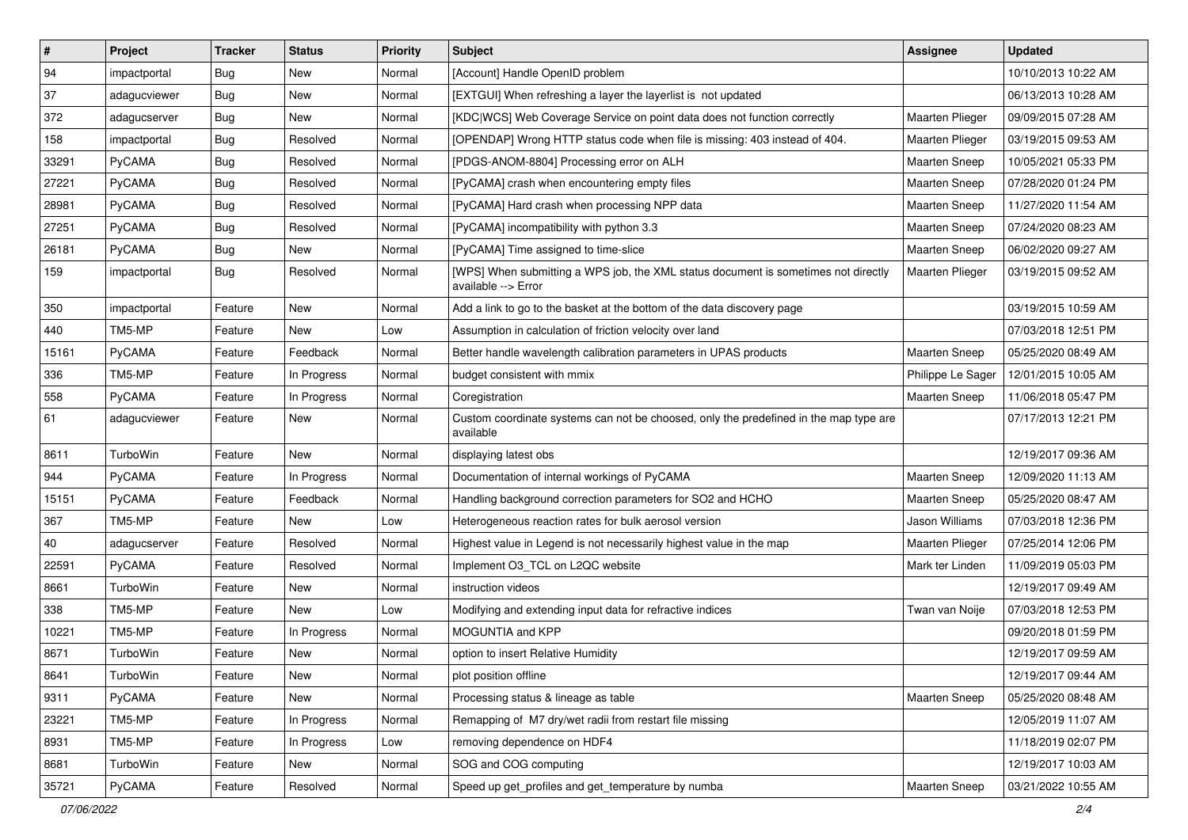| # | Project | Tracker | Status | Priority | Subject | Assignee | Updated |
|---|---|---|---|---|---|---|---|
| 94 | impactportal | Bug | New | Normal | [Account] Handle OpenID problem | | 10/10/2013 10:22 AM |
| 37 | adagucviewer | Bug | New | Normal | [EXTGUI] When refreshing a layer the layerlist is not updated | | 06/13/2013 10:28 AM |
| 372 | adagucserver | Bug | New | Normal | [KDC\|WCS] Web Coverage Service on point data does not function correctly | Maarten Plieger | 09/09/2015 07:28 AM |
| 158 | impactportal | Bug | Resolved | Normal | [OPENDAP] Wrong HTTP status code when file is missing: 403 instead of 404. | Maarten Plieger | 03/19/2015 09:53 AM |
| 33291 | PyCAMA | Bug | Resolved | Normal | [PDGS-ANOM-8804] Processing error on ALH | Maarten Sneep | 10/05/2021 05:33 PM |
| 27221 | PyCAMA | Bug | Resolved | Normal | [PyCAMA] crash when encountering empty files | Maarten Sneep | 07/28/2020 01:24 PM |
| 28981 | PyCAMA | Bug | Resolved | Normal | [PyCAMA] Hard crash when processing NPP data | Maarten Sneep | 11/27/2020 11:54 AM |
| 27251 | PyCAMA | Bug | Resolved | Normal | [PyCAMA] incompatibility with python 3.3 | Maarten Sneep | 07/24/2020 08:23 AM |
| 26181 | PyCAMA | Bug | New | Normal | [PyCAMA] Time assigned to time-slice | Maarten Sneep | 06/02/2020 09:27 AM |
| 159 | impactportal | Bug | Resolved | Normal | [WPS] When submitting a WPS job, the XML status document is sometimes not directly available --> Error | Maarten Plieger | 03/19/2015 09:52 AM |
| 350 | impactportal | Feature | New | Normal | Add a link to go to the basket at the bottom of the data discovery page | | 03/19/2015 10:59 AM |
| 440 | TM5-MP | Feature | New | Low | Assumption in calculation of friction velocity over land | | 07/03/2018 12:51 PM |
| 15161 | PyCAMA | Feature | Feedback | Normal | Better handle wavelength calibration parameters in UPAS products | Maarten Sneep | 05/25/2020 08:49 AM |
| 336 | TM5-MP | Feature | In Progress | Normal | budget consistent with mmix | Philippe Le Sager | 12/01/2015 10:05 AM |
| 558 | PyCAMA | Feature | In Progress | Normal | Coregistration | Maarten Sneep | 11/06/2018 05:47 PM |
| 61 | adagucviewer | Feature | New | Normal | Custom coordinate systems can not be choosed, only the predefined in the map type are available | | 07/17/2013 12:21 PM |
| 8611 | TurboWin | Feature | New | Normal | displaying latest obs | | 12/19/2017 09:36 AM |
| 944 | PyCAMA | Feature | In Progress | Normal | Documentation of internal workings of PyCAMA | Maarten Sneep | 12/09/2020 11:13 AM |
| 15151 | PyCAMA | Feature | Feedback | Normal | Handling background correction parameters for SO2 and HCHO | Maarten Sneep | 05/25/2020 08:47 AM |
| 367 | TM5-MP | Feature | New | Low | Heterogeneous reaction rates for bulk aerosol version | Jason Williams | 07/03/2018 12:36 PM |
| 40 | adagucserver | Feature | Resolved | Normal | Highest value in Legend is not necessarily highest value in the map | Maarten Plieger | 07/25/2014 12:06 PM |
| 22591 | PyCAMA | Feature | Resolved | Normal | Implement O3_TCL on L2QC website | Mark ter Linden | 11/09/2019 05:03 PM |
| 8661 | TurboWin | Feature | New | Normal | instruction videos | | 12/19/2017 09:49 AM |
| 338 | TM5-MP | Feature | New | Low | Modifying and extending input data for refractive indices | Twan van Noije | 07/03/2018 12:53 PM |
| 10221 | TM5-MP | Feature | In Progress | Normal | MOGUNTIA and KPP | | 09/20/2018 01:59 PM |
| 8671 | TurboWin | Feature | New | Normal | option to insert Relative Humidity | | 12/19/2017 09:59 AM |
| 8641 | TurboWin | Feature | New | Normal | plot position offline | | 12/19/2017 09:44 AM |
| 9311 | PyCAMA | Feature | New | Normal | Processing status & lineage as table | Maarten Sneep | 05/25/2020 08:48 AM |
| 23221 | TM5-MP | Feature | In Progress | Normal | Remapping of M7 dry/wet radii from restart file missing | | 12/05/2019 11:07 AM |
| 8931 | TM5-MP | Feature | In Progress | Low | removing dependence on HDF4 | | 11/18/2019 02:07 PM |
| 8681 | TurboWin | Feature | New | Normal | SOG and COG computing | | 12/19/2017 10:03 AM |
| 35721 | PyCAMA | Feature | Resolved | Normal | Speed up get_profiles and get_temperature by numba | Maarten Sneep | 03/21/2022 10:55 AM |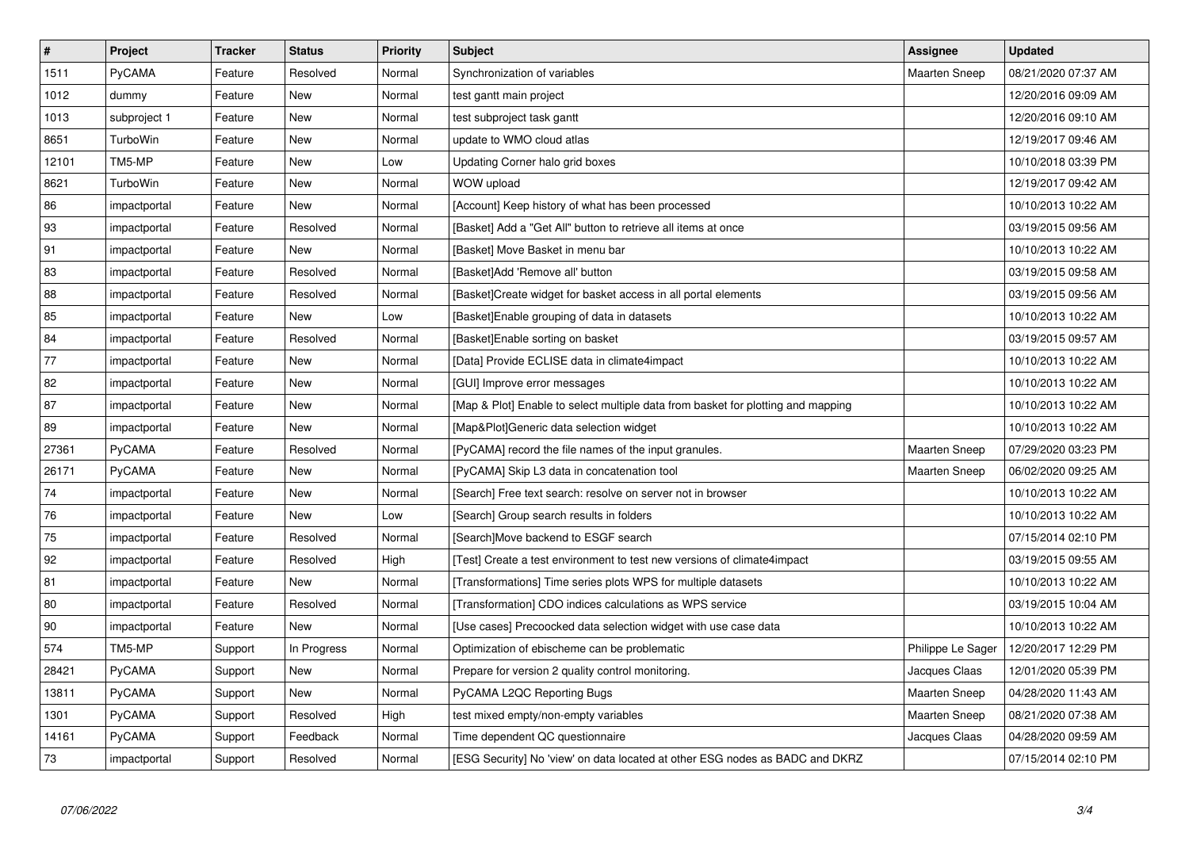| # | Project | Tracker | Status | Priority | Subject | Assignee | Updated |
|---|---|---|---|---|---|---|---|
| 1511 | PyCAMA | Feature | Resolved | Normal | Synchronization of variables | Maarten Sneep | 08/21/2020 07:37 AM |
| 1012 | dummy | Feature | New | Normal | test gantt main project | | 12/20/2016 09:09 AM |
| 1013 | subproject 1 | Feature | New | Normal | test subproject task gantt | | 12/20/2016 09:10 AM |
| 8651 | TurboWin | Feature | New | Normal | update to WMO cloud atlas | | 12/19/2017 09:46 AM |
| 12101 | TM5-MP | Feature | New | Low | Updating Corner halo grid boxes | | 10/10/2018 03:39 PM |
| 8621 | TurboWin | Feature | New | Normal | WOW upload | | 12/19/2017 09:42 AM |
| 86 | impactportal | Feature | New | Normal | [Account] Keep history of what has been processed | | 10/10/2013 10:22 AM |
| 93 | impactportal | Feature | Resolved | Normal | [Basket] Add a "Get All" button to retrieve all items at once | | 03/19/2015 09:56 AM |
| 91 | impactportal | Feature | New | Normal | [Basket] Move Basket in menu bar | | 10/10/2013 10:22 AM |
| 83 | impactportal | Feature | Resolved | Normal | [Basket]Add 'Remove all' button | | 03/19/2015 09:58 AM |
| 88 | impactportal | Feature | Resolved | Normal | [Basket]Create widget for basket access in all portal elements | | 03/19/2015 09:56 AM |
| 85 | impactportal | Feature | New | Low | [Basket]Enable grouping of data in datasets | | 10/10/2013 10:22 AM |
| 84 | impactportal | Feature | Resolved | Normal | [Basket]Enable sorting on basket | | 03/19/2015 09:57 AM |
| 77 | impactportal | Feature | New | Normal | [Data] Provide ECLISE data in climate4impact | | 10/10/2013 10:22 AM |
| 82 | impactportal | Feature | New | Normal | [GUI] Improve error messages | | 10/10/2013 10:22 AM |
| 87 | impactportal | Feature | New | Normal | [Map & Plot] Enable to select multiple data from basket for plotting and mapping | | 10/10/2013 10:22 AM |
| 89 | impactportal | Feature | New | Normal | [Map&Plot]Generic data selection widget | | 10/10/2013 10:22 AM |
| 27361 | PyCAMA | Feature | Resolved | Normal | [PyCAMA] record the file names of the input granules. | Maarten Sneep | 07/29/2020 03:23 PM |
| 26171 | PyCAMA | Feature | New | Normal | [PyCAMA] Skip L3 data in concatenation tool | Maarten Sneep | 06/02/2020 09:25 AM |
| 74 | impactportal | Feature | New | Normal | [Search] Free text search: resolve on server not in browser | | 10/10/2013 10:22 AM |
| 76 | impactportal | Feature | New | Low | [Search] Group search results in folders | | 10/10/2013 10:22 AM |
| 75 | impactportal | Feature | Resolved | Normal | [Search]Move backend to ESGF search | | 07/15/2014 02:10 PM |
| 92 | impactportal | Feature | Resolved | High | [Test] Create a test environment to test new versions of climate4impact | | 03/19/2015 09:55 AM |
| 81 | impactportal | Feature | New | Normal | [Transformations] Time series plots WPS for multiple datasets | | 10/10/2013 10:22 AM |
| 80 | impactportal | Feature | Resolved | Normal | [Transformation] CDO indices calculations as WPS service | | 03/19/2015 10:04 AM |
| 90 | impactportal | Feature | New | Normal | [Use cases] Precoocked data selection widget with use case data | | 10/10/2013 10:22 AM |
| 574 | TM5-MP | Support | In Progress | Normal | Optimization of ebischeme can be problematic | Philippe Le Sager | 12/20/2017 12:29 PM |
| 28421 | PyCAMA | Support | New | Normal | Prepare for version 2 quality control monitoring. | Jacques Claas | 12/01/2020 05:39 PM |
| 13811 | PyCAMA | Support | New | Normal | PyCAMA L2QC Reporting Bugs | Maarten Sneep | 04/28/2020 11:43 AM |
| 1301 | PyCAMA | Support | Resolved | High | test mixed empty/non-empty variables | Maarten Sneep | 08/21/2020 07:38 AM |
| 14161 | PyCAMA | Support | Feedback | Normal | Time dependent QC questionnaire | Jacques Claas | 04/28/2020 09:59 AM |
| 73 | impactportal | Support | Resolved | Normal | [ESG Security] No 'view' on data located at other ESG nodes as BADC and DKRZ | | 07/15/2014 02:10 PM |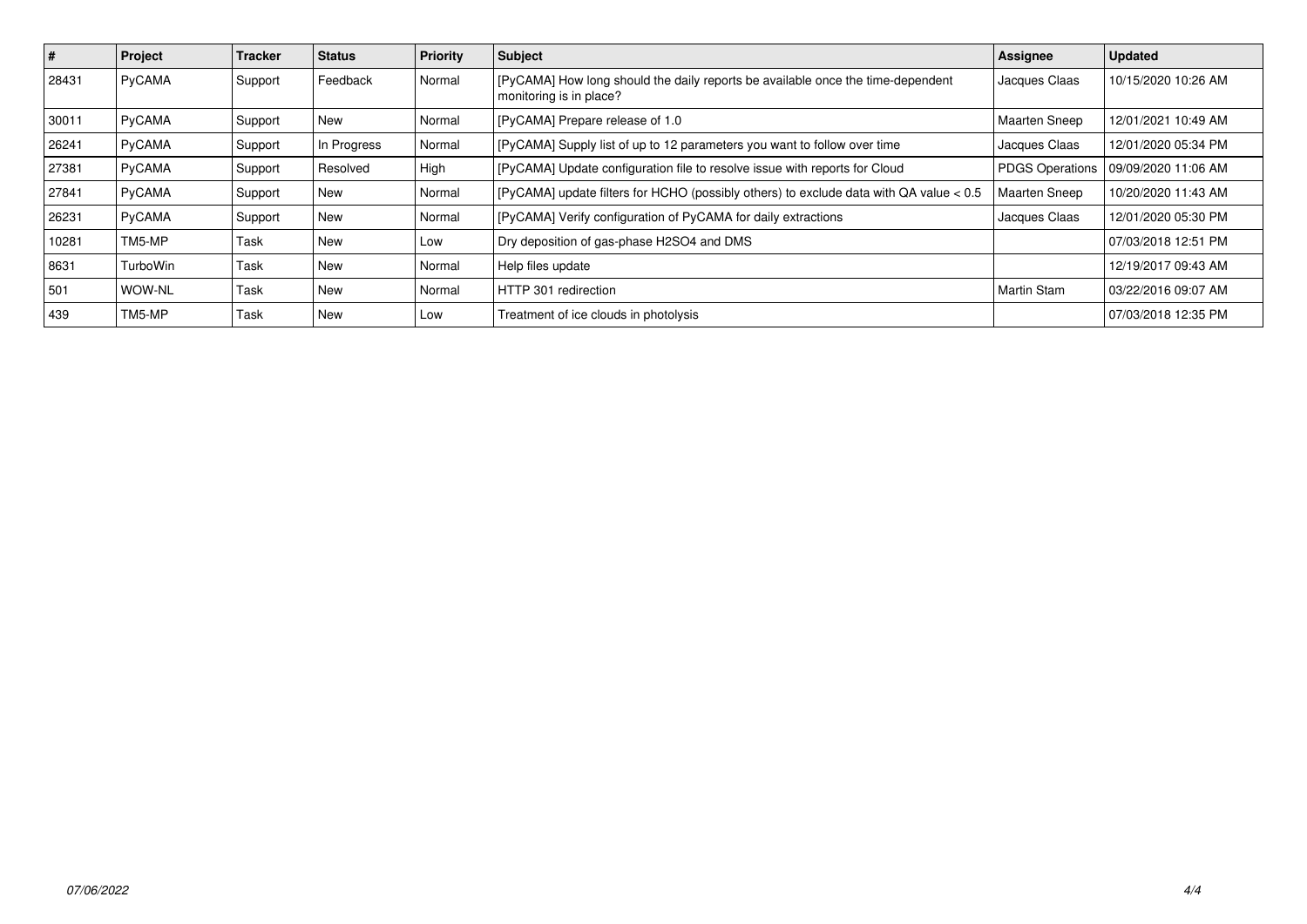| # | Project | Tracker | Status | Priority | Subject | Assignee | Updated |
|---|---|---|---|---|---|---|---|
| 28431 | PyCAMA | Support | Feedback | Normal | [PyCAMA] How long should the daily reports be available once the time-dependent monitoring is in place? | Jacques Claas | 10/15/2020 10:26 AM |
| 30011 | PyCAMA | Support | New | Normal | [PyCAMA] Prepare release of 1.0 | Maarten Sneep | 12/01/2021 10:49 AM |
| 26241 | PyCAMA | Support | In Progress | Normal | [PyCAMA] Supply list of up to 12 parameters you want to follow over time | Jacques Claas | 12/01/2020 05:34 PM |
| 27381 | PyCAMA | Support | Resolved | High | [PyCAMA] Update configuration file to resolve issue with reports for Cloud | PDGS Operations | 09/09/2020 11:06 AM |
| 27841 | PyCAMA | Support | New | Normal | [PyCAMA] update filters for HCHO (possibly others) to exclude data with QA value < 0.5 | Maarten Sneep | 10/20/2020 11:43 AM |
| 26231 | PyCAMA | Support | New | Normal | [PyCAMA] Verify configuration of PyCAMA for daily extractions | Jacques Claas | 12/01/2020 05:30 PM |
| 10281 | TM5-MP | Task | New | Low | Dry deposition of gas-phase H2SO4 and DMS | | 07/03/2018 12:51 PM |
| 8631 | TurboWin | Task | New | Normal | Help files update | | 12/19/2017 09:43 AM |
| 501 | WOW-NL | Task | New | Normal | HTTP 301 redirection | Martin Stam | 03/22/2016 09:07 AM |
| 439 | TM5-MP | Task | New | Low | Treatment of ice clouds in photolysis | | 07/03/2018 12:35 PM |

*07/06/2022*